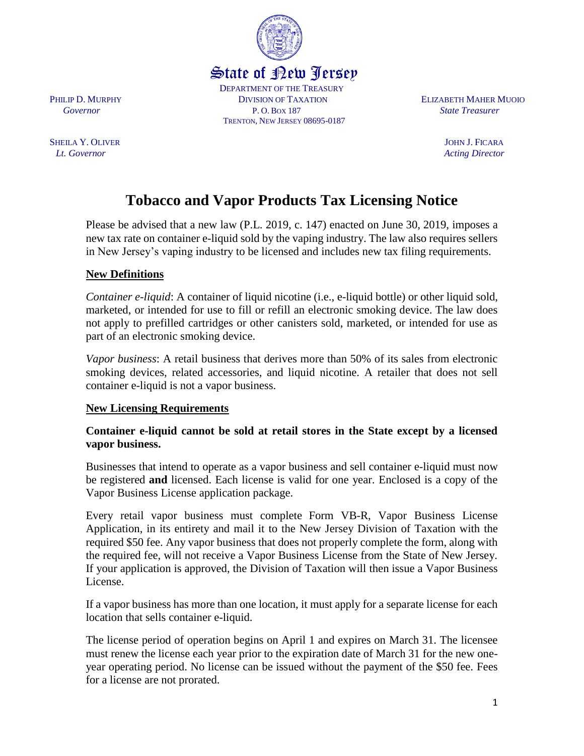State of New Jersey

DEPARTMENT OF THE TREASURY
DIVISION OF TAXATION
P. O. BOX 187
TRENTON, NEW JERSEY 08695-0187

PHILIP D. MURPHY
*Governor*

ELIZABETH MAHER MUOIO
*State Treasurer*

SHEILA Y. OLIVER
*Lt. Governor*

JOHN J. FICARA
*Acting Director*

# Tobacco and Vapor Products Tax Licensing Notice

Please be advised that a new law (P.L. 2019, c. 147) enacted on June 30, 2019, imposes a new tax rate on container e-liquid sold by the vaping industry. The law also requires sellers in New Jersey's vaping industry to be licensed and includes new tax filing requirements.

## New Definitions

*Container e-liquid*: A container of liquid nicotine (i.e., e-liquid bottle) or other liquid sold, marketed, or intended for use to fill or refill an electronic smoking device. The law does not apply to prefilled cartridges or other canisters sold, marketed, or intended for use as part of an electronic smoking device.

*Vapor business*: A retail business that derives more than 50% of its sales from electronic smoking devices, related accessories, and liquid nicotine. A retailer that does not sell container e-liquid is not a vapor business.

## New Licensing Requirements

**Container e-liquid cannot be sold at retail stores in the State except by a licensed vapor business.**

Businesses that intend to operate as a vapor business and sell container e-liquid must now be registered **and** licensed. Each license is valid for one year. Enclosed is a copy of the Vapor Business License application package.

Every retail vapor business must complete Form VB-R, Vapor Business License Application, in its entirety and mail it to the New Jersey Division of Taxation with the required $50 fee. Any vapor business that does not properly complete the form, along with the required fee, will not receive a Vapor Business License from the State of New Jersey. If your application is approved, the Division of Taxation will then issue a Vapor Business License.

If a vapor business has more than one location, it must apply for a separate license for each location that sells container e-liquid.

The license period of operation begins on April 1 and expires on March 31. The licensee must renew the license each year prior to the expiration date of March 31 for the new one-year operating period. No license can be issued without the payment of the $50 fee. Fees for a license are not prorated.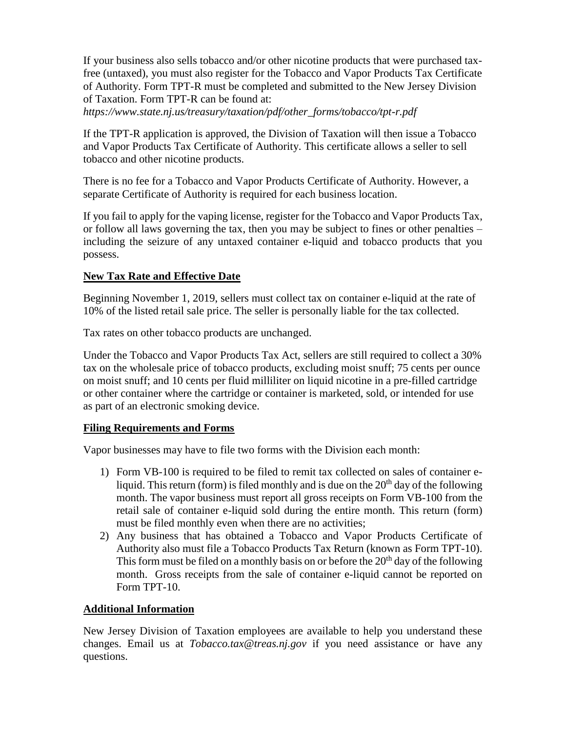If your business also sells tobacco and/or other nicotine products that were purchased tax-free (untaxed), you must also register for the Tobacco and Vapor Products Tax Certificate of Authority. Form TPT-R must be completed and submitted to the New Jersey Division of Taxation. Form TPT-R can be found at:
*https://www.state.nj.us/treasury/taxation/pdf/other_forms/tobacco/tpt-r.pdf*

If the TPT-R application is approved, the Division of Taxation will then issue a Tobacco and Vapor Products Tax Certificate of Authority. This certificate allows a seller to sell tobacco and other nicotine products.

There is no fee for a Tobacco and Vapor Products Certificate of Authority. However, a separate Certificate of Authority is required for each business location.

If you fail to apply for the vaping license, register for the Tobacco and Vapor Products Tax, or follow all laws governing the tax, then you may be subject to fines or other penalties – including the seizure of any untaxed container e-liquid and tobacco products that you possess.

## New Tax Rate and Effective Date

Beginning November 1, 2019, sellers must collect tax on container e-liquid at the rate of 10% of the listed retail sale price. The seller is personally liable for the tax collected.

Tax rates on other tobacco products are unchanged.

Under the Tobacco and Vapor Products Tax Act, sellers are still required to collect a 30% tax on the wholesale price of tobacco products, excluding moist snuff; 75 cents per ounce on moist snuff; and 10 cents per fluid milliliter on liquid nicotine in a pre-filled cartridge or other container where the cartridge or container is marketed, sold, or intended for use as part of an electronic smoking device.

## Filing Requirements and Forms

Vapor businesses may have to file two forms with the Division each month:

1) Form VB-100 is required to be filed to remit tax collected on sales of container e-liquid. This return (form) is filed monthly and is due on the 20th day of the following month. The vapor business must report all gross receipts on Form VB-100 from the retail sale of container e-liquid sold during the entire month. This return (form) must be filed monthly even when there are no activities;
2) Any business that has obtained a Tobacco and Vapor Products Certificate of Authority also must file a Tobacco Products Tax Return (known as Form TPT-10). This form must be filed on a monthly basis on or before the 20th day of the following month. Gross receipts from the sale of container e-liquid cannot be reported on Form TPT-10.

## Additional Information

New Jersey Division of Taxation employees are available to help you understand these changes. Email us at *Tobacco.tax@treas.nj.gov* if you need assistance or have any questions.